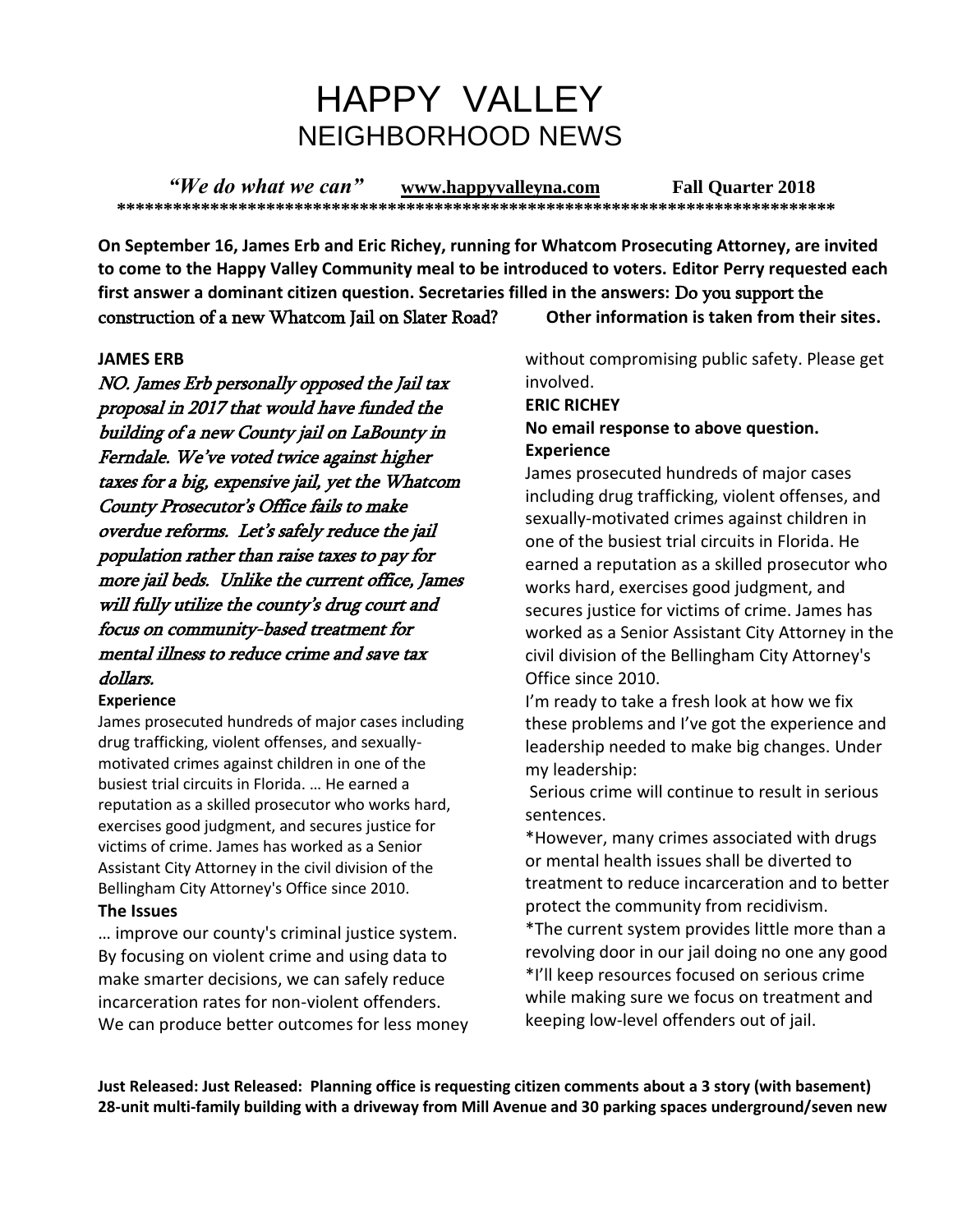# HAPPY VALLEY
## NEIGHBORHOOD NEWS

***"We do what we can"*** **www.happyvalleyna.com** **Fall Quarter 2018**

*******************************************************************************

**On September 16, James Erb and Eric Richey, running for Whatcom Prosecuting Attorney, are invited to come to the Happy Valley Community meal to be introduced to voters. Editor Perry requested each first answer a dominant citizen question. Secretaries filled in the answers: Do you support the construction of a new Whatcom Jail on Slater Road? Other information is taken from their sites.**

**JAMES ERB**

*NO. James Erb personally opposed the Jail tax proposal in 2017 that would have funded the building of a new County jail on LaBounty in Ferndale. We've voted twice against higher taxes for a big, expensive jail, yet the Whatcom County Prosecutor's Office fails to make overdue reforms. Let's safely reduce the jail population rather than raise taxes to pay for more jail beds. Unlike the current office, James will fully utilize the county's drug court and focus on community-based treatment for mental illness to reduce crime and save tax dollars.*

**Experience**

James prosecuted hundreds of major cases including drug trafficking, violent offenses, and sexually-motivated crimes against children in one of the busiest trial circuits in Florida. … He earned a reputation as a skilled prosecutor who works hard, exercises good judgment, and secures justice for victims of crime. James has worked as a Senior Assistant City Attorney in the civil division of the Bellingham City Attorney's Office since 2010.

**The Issues**

… improve our county's criminal justice system. By focusing on violent crime and using data to make smarter decisions, we can safely reduce incarceration rates for non-violent offenders. We can produce better outcomes for less money without compromising public safety. Please get involved.

**ERIC RICHEY**

**No email response to above question.**

**Experience**

James prosecuted hundreds of major cases including drug trafficking, violent offenses, and sexually-motivated crimes against children in one of the busiest trial circuits in Florida. He earned a reputation as a skilled prosecutor who works hard, exercises good judgment, and secures justice for victims of crime. James has worked as a Senior Assistant City Attorney in the civil division of the Bellingham City Attorney's Office since 2010.

I'm ready to take a fresh look at how we fix these problems and I've got the experience and leadership needed to make big changes. Under my leadership:

Serious crime will continue to result in serious sentences.

*However, many crimes associated with drugs or mental health issues shall be diverted to treatment to reduce incarceration and to better protect the community from recidivism.

*The current system provides little more than a revolving door in our jail doing no one any good

*I'll keep resources focused on serious crime while making sure we focus on treatment and keeping low-level offenders out of jail.

**Just Released: Just Released: Planning office is requesting citizen comments about a 3 story (with basement) 28-unit multi-family building with a driveway from Mill Avenue and 30 parking spaces underground/seven new**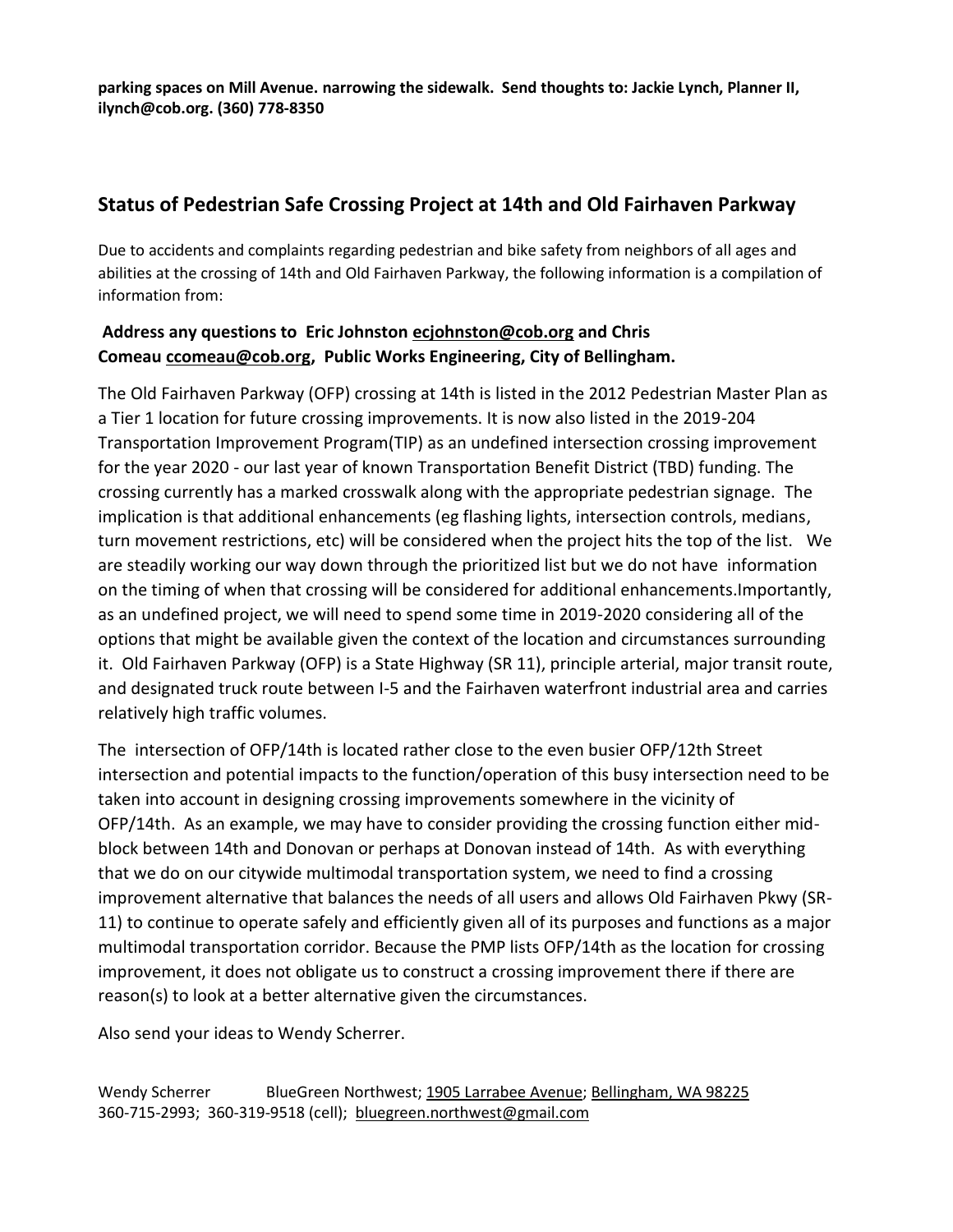**parking spaces on Mill Avenue. narrowing the sidewalk. Send thoughts to: Jackie Lynch, Planner II, ilynch@cob.org. (360) 778-8350**

## Status of Pedestrian Safe Crossing Project at 14th and Old Fairhaven Parkway

Due to accidents and complaints regarding pedestrian and bike safety from neighbors of all ages and abilities at the crossing of 14th and Old Fairhaven Parkway, the following information is a compilation of information from:

**Address any questions to Eric Johnston ecjohnston@cob.org and Chris Comeau ccomeau@cob.org, Public Works Engineering, City of Bellingham.**

The Old Fairhaven Parkway (OFP) crossing at 14th is listed in the 2012 Pedestrian Master Plan as a Tier 1 location for future crossing improvements. It is now also listed in the 2019-204 Transportation Improvement Program(TIP) as an undefined intersection crossing improvement for the year 2020 - our last year of known Transportation Benefit District (TBD) funding. The crossing currently has a marked crosswalk along with the appropriate pedestrian signage. The implication is that additional enhancements (eg flashing lights, intersection controls, medians, turn movement restrictions, etc) will be considered when the project hits the top of the list. We are steadily working our way down through the prioritized list but we do not have information on the timing of when that crossing will be considered for additional enhancements.Importantly, as an undefined project, we will need to spend some time in 2019-2020 considering all of the options that might be available given the context of the location and circumstances surrounding it. Old Fairhaven Parkway (OFP) is a State Highway (SR 11), principle arterial, major transit route, and designated truck route between I-5 and the Fairhaven waterfront industrial area and carries relatively high traffic volumes.

The intersection of OFP/14th is located rather close to the even busier OFP/12th Street intersection and potential impacts to the function/operation of this busy intersection need to be taken into account in designing crossing improvements somewhere in the vicinity of OFP/14th. As an example, we may have to consider providing the crossing function either mid-block between 14th and Donovan or perhaps at Donovan instead of 14th. As with everything that we do on our citywide multimodal transportation system, we need to find a crossing improvement alternative that balances the needs of all users and allows Old Fairhaven Pkwy (SR-11) to continue to operate safely and efficiently given all of its purposes and functions as a major multimodal transportation corridor. Because the PMP lists OFP/14th as the location for crossing improvement, it does not obligate us to construct a crossing improvement there if there are reason(s) to look at a better alternative given the circumstances.

Also send your ideas to Wendy Scherrer.

Wendy Scherrer BlueGreen Northwest; 1905 Larrabee Avenue; Bellingham, WA 98225
360-715-2993; 360-319-9518 (cell); bluegreen.northwest@gmail.com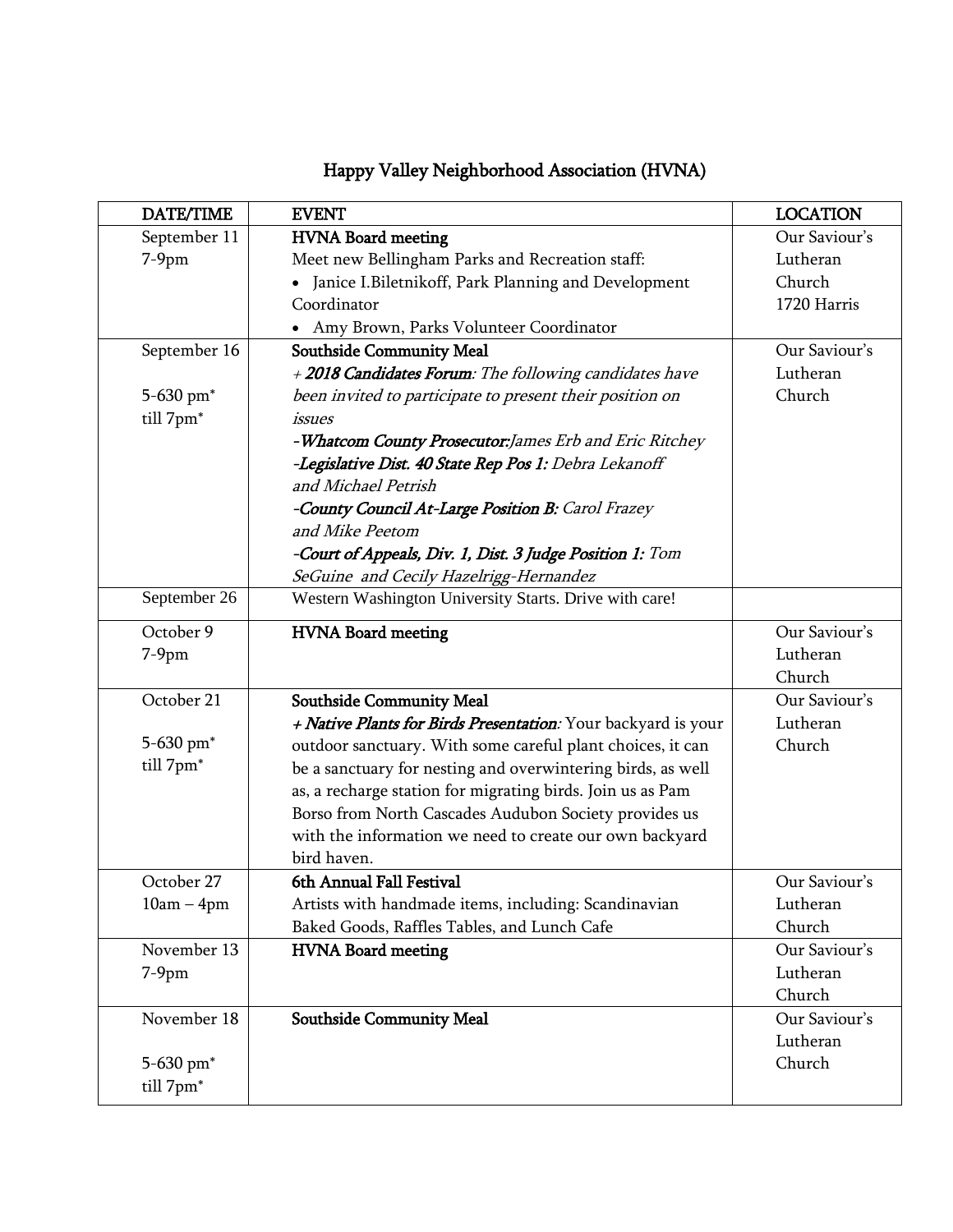# Happy Valley Neighborhood Association (HVNA)

| DATE/TIME | EVENT | LOCATION |
|---|---|---|
| September 11<br>7-9pm | **HVNA Board meeting**<br>Meet new Bellingham Parks and Recreation staff:<br>• Janice I.Biletnikoff, Park Planning and Development Coordinator<br>• Amy Brown, Parks Volunteer Coordinator | Our Saviour's Lutheran Church<br>1720 Harris |
| September 16<br><br>5-630 pm*<br>till 7pm* | **Southside Community Meal**<br>*+ **2018 Candidates Forum**: The following candidates have been invited to participate to present their position on issues*<br>*-**Whatcom County Prosecutor:** James Erb and Eric Ritchey*<br>*-**Legislative Dist. 40 State Rep Pos 1:** Debra Lekanoff and Michael Petrish*<br>*-**County Council At-Large Position B:** Carol Frazey and Mike Peetom*<br>*-**Court of Appeals, Div. 1, Dist. 3 Judge Position 1:** Tom SeGuine and Cecily Hazelrigg-Hernandez* | Our Saviour's Lutheran Church |
| September 26 | Western Washington University Starts. Drive with care! | |
| October 9<br>7-9pm | **HVNA Board meeting** | Our Saviour's Lutheran Church |
| October 21<br><br>5-630 pm*<br>till 7pm* | **Southside Community Meal**<br>***+ Native Plants for Birds Presentation**:* Your backyard is your outdoor sanctuary. With some careful plant choices, it can be a sanctuary for nesting and overwintering birds, as well as, a recharge station for migrating birds. Join us as Pam Borso from North Cascades Audubon Society provides us with the information we need to create our own backyard bird haven. | Our Saviour's Lutheran Church |
| October 27<br>10am – 4pm | **6th Annual Fall Festival**<br>Artists with handmade items, including: Scandinavian Baked Goods, Raffles Tables, and Lunch Cafe | Our Saviour's Lutheran Church |
| November 13<br>7-9pm | **HVNA Board meeting** | Our Saviour's Lutheran Church |
| November 18<br><br>5-630 pm*<br>till 7pm* | **Southside Community Meal** | Our Saviour's Lutheran Church |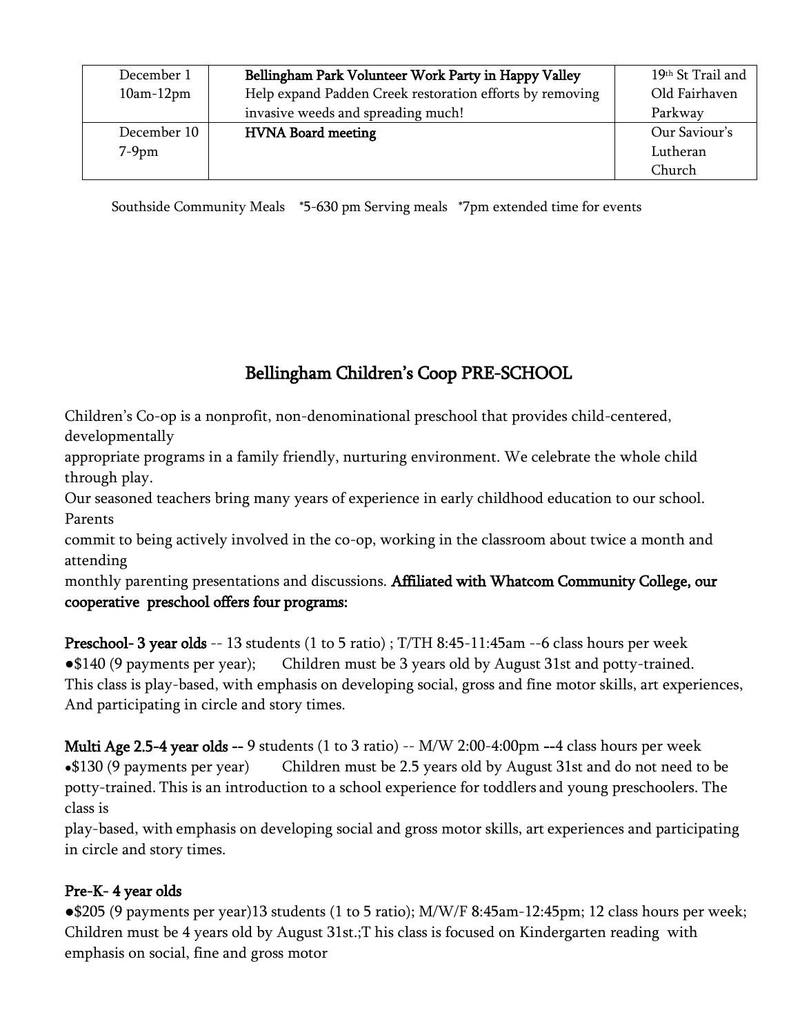| December 1<br>10am-12pm | **Bellingham Park Volunteer Work Party in Happy Valley**<br>Help expand Padden Creek restoration efforts by removing invasive weeds and spreading much! | 19th St Trail and Old Fairhaven Parkway |
|---|---|---|
| December 10<br>7-9pm | **HVNA Board meeting** | Our Saviour's Lutheran Church |

Southside Community Meals *5-630 pm Serving meals *7pm extended time for events

## Bellingham Children's Coop PRE-SCHOOL

Children's Co-op is a nonprofit, non-denominational preschool that provides child-centered, developmentally appropriate programs in a family friendly, nurturing environment. We celebrate the whole child through play.

Our seasoned teachers bring many years of experience in early childhood education to our school. Parents commit to being actively involved in the co-op, working in the classroom about twice a month and attending monthly parenting presentations and discussions. **Affiliated with Whatcom Community College, our cooperative preschool offers four programs:**

**Preschool- 3 year olds** -- 13 students (1 to 5 ratio) ; T/TH 8:45-11:45am --6 class hours per week
●$140 (9 payments per year); Children must be 3 years old by August 31st and potty-trained. This class is play-based, with emphasis on developing social, gross and fine motor skills, art experiences, And participating in circle and story times.

**Multi Age 2.5-4 year olds --** 9 students (1 to 3 ratio) -- M/W 2:00-4:00pm --4 class hours per week
•$130 (9 payments per year) Children must be 2.5 years old by August 31st and do not need to be potty-trained. This is an introduction to a school experience for toddlers and young preschoolers. The class is play-based, with emphasis on developing social and gross motor skills, art experiences and participating in circle and story times.

**Pre-K- 4 year olds**

●$205 (9 payments per year)13 students (1 to 5 ratio); M/W/F 8:45am-12:45pm; 12 class hours per week; Children must be 4 years old by August 31st.;T his class is focused on Kindergarten reading with emphasis on social, fine and gross motor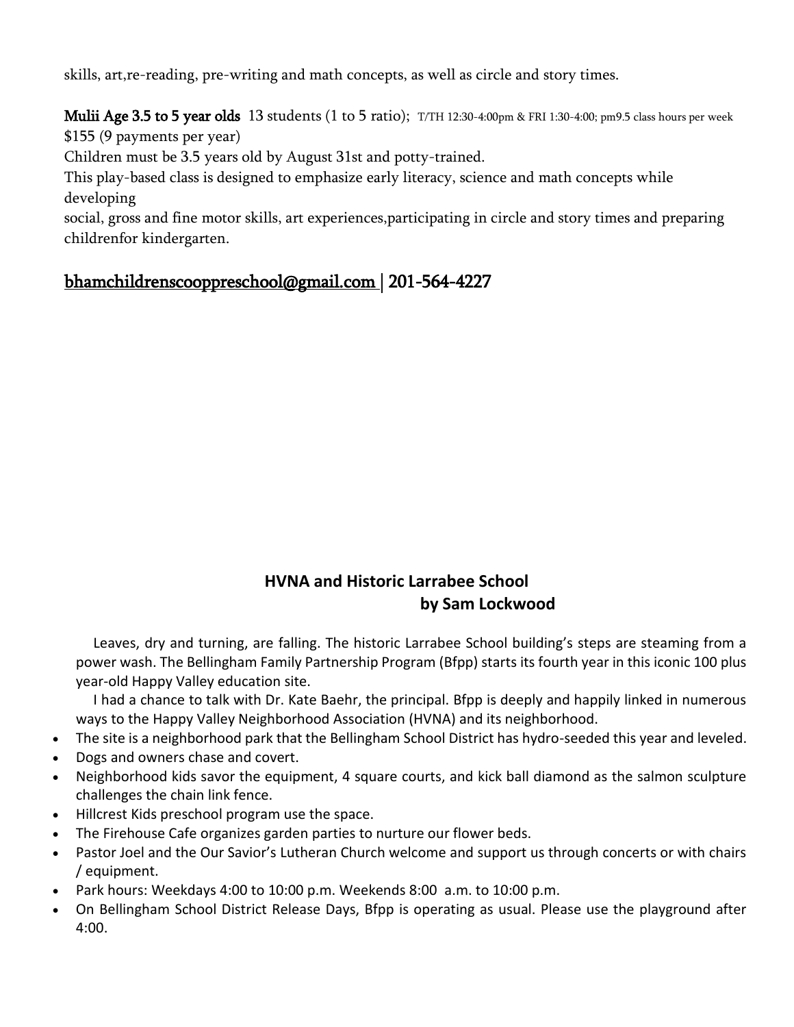skills, art,re-reading, pre-writing and math concepts, as well as circle and story times.

**Mulii Age 3.5 to 5 year olds** 13 students (1 to 5 ratio); T/TH 12:30-4:00pm & FRI 1:30-4:00; pm9.5 class hours per week
$155 (9 payments per year)
Children must be 3.5 years old by August 31st and potty-trained.
This play-based class is designed to emphasize early literacy, science and math concepts while developing
social, gross and fine motor skills, art experiences,participating in circle and story times and preparing childrenfor kindergarten.

## bhamchildrenscooppreschool@gmail.com | 201-564-4227

## HVNA and Historic Larrabee School

**by Sam Lockwood**

Leaves, dry and turning, are falling. The historic Larrabee School building's steps are steaming from a power wash. The Bellingham Family Partnership Program (Bfpp) starts its fourth year in this iconic 100 plus year-old Happy Valley education site.

I had a chance to talk with Dr. Kate Baehr, the principal. Bfpp is deeply and happily linked in numerous ways to the Happy Valley Neighborhood Association (HVNA) and its neighborhood.

- The site is a neighborhood park that the Bellingham School District has hydro-seeded this year and leveled.
- Dogs and owners chase and covert.
- Neighborhood kids savor the equipment, 4 square courts, and kick ball diamond as the salmon sculpture challenges the chain link fence.
- Hillcrest Kids preschool program use the space.
- The Firehouse Cafe organizes garden parties to nurture our flower beds.
- Pastor Joel and the Our Savior's Lutheran Church welcome and support us through concerts or with chairs / equipment.
- Park hours: Weekdays 4:00 to 10:00 p.m. Weekends 8:00 a.m. to 10:00 p.m.
- On Bellingham School District Release Days, Bfpp is operating as usual. Please use the playground after 4:00.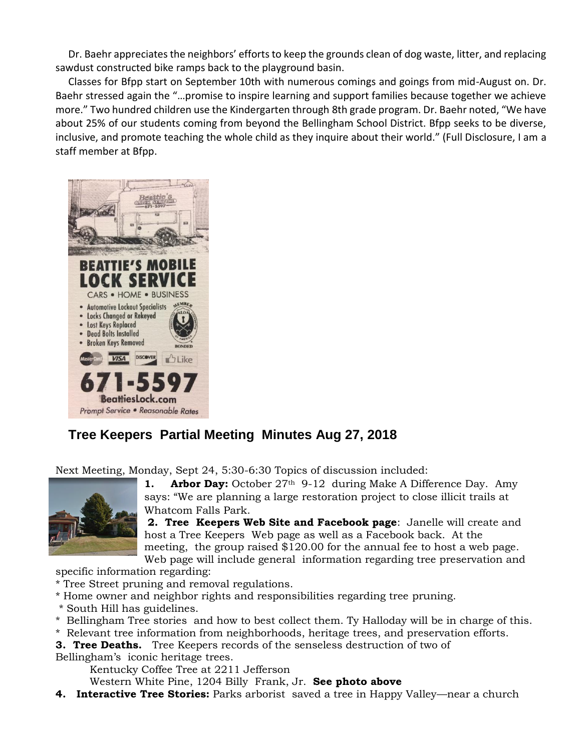Dr. Baehr appreciates the neighbors' efforts to keep the grounds clean of dog waste, litter, and replacing sawdust constructed bike ramps back to the playground basin.

Classes for Bfpp start on September 10th with numerous comings and goings from mid-August on. Dr. Baehr stressed again the "…promise to inspire learning and support families because together we achieve more." Two hundred children use the Kindergarten through 8th grade program. Dr. Baehr noted, "We have about 25% of our students coming from beyond the Bellingham School District. Bfpp seeks to be diverse, inclusive, and promote teaching the whole child as they inquire about their world." (Full Disclosure, I am a staff member at Bfpp.

**BEATTIE'S MOBILE LOCK SERVICE**

CARS • HOME • BUSINESS

- Automotive Lockout Specialists
- Locks Changed or Rekeyed
- Lost Keys Replaced
- Dead Bolts Installed
- Broken Keys Removed

MEMBER ALOA BONDED

MasterCard VISA DISCOVER Like

**671-5597**

**BeattiesLock.com**

*Prompt Service • Reasonable Rates*

## Tree Keepers Partial Meeting Minutes Aug 27, 2018

Next Meeting, Monday, Sept 24, 5:30-6:30 Topics of discussion included:

**1. Arbor Day:** October 27th 9-12 during Make A Difference Day. Amy says: "We are planning a large restoration project to close illicit trails at Whatcom Falls Park.

**2. Tree Keepers Web Site and Facebook page**: Janelle will create and host a Tree Keepers Web page as well as a Facebook back. At the meeting, the group raised $120.00 for the annual fee to host a web page. Web page will include general information regarding tree preservation and specific information regarding:

* Tree Street pruning and removal regulations.
* Home owner and neighbor rights and responsibilities regarding tree pruning.
* South Hill has guidelines.
* Bellingham Tree stories and how to best collect them. Ty Halloday will be in charge of this.
* Relevant tree information from neighborhoods, heritage trees, and preservation efforts.

**3. Tree Deaths.** Tree Keepers records of the senseless destruction of two of Bellingham's iconic heritage trees.

Kentucky Coffee Tree at 2211 Jefferson

Western White Pine, 1204 Billy Frank, Jr. **See photo above**

**4. Interactive Tree Stories:** Parks arborist saved a tree in Happy Valley—near a church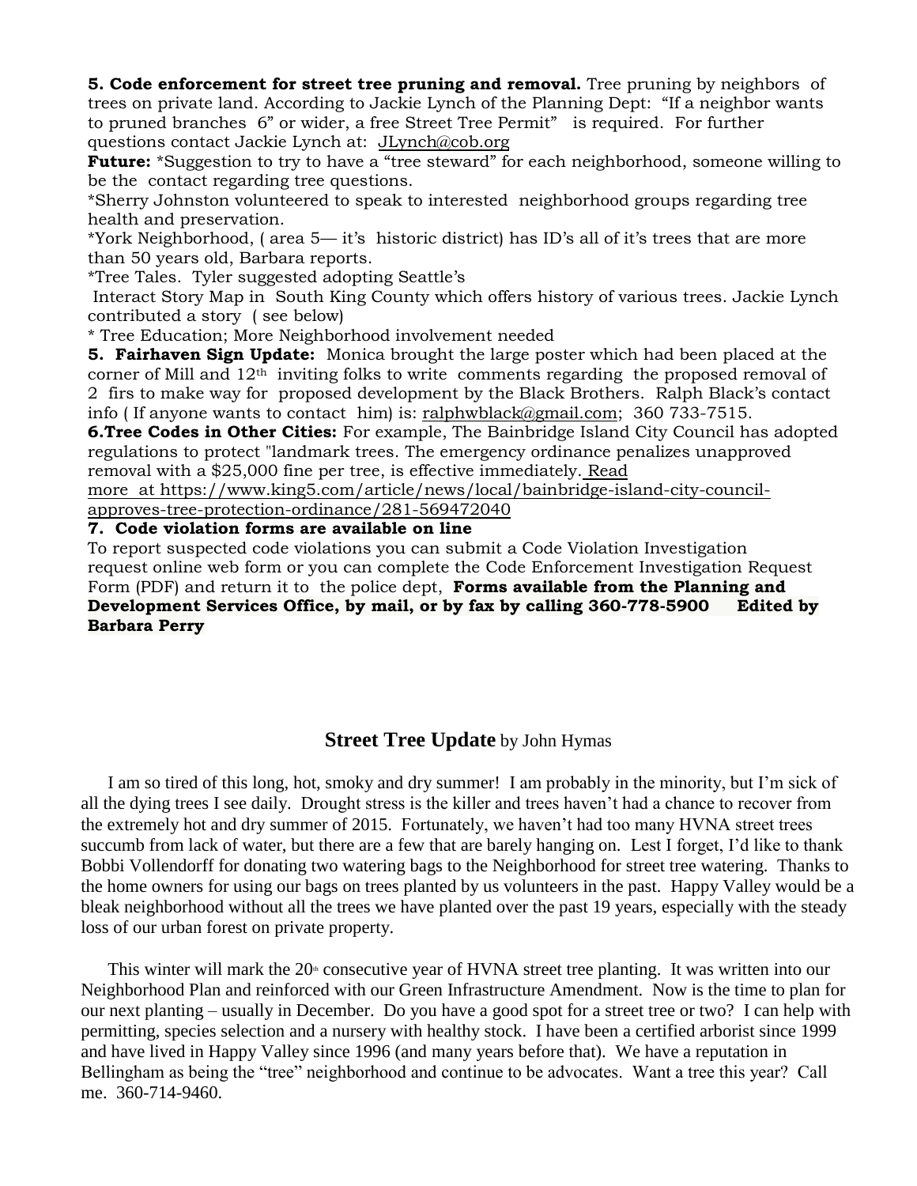**5. Code enforcement for street tree pruning and removal.** Tree pruning by neighbors of trees on private land. According to Jackie Lynch of the Planning Dept: "If a neighbor wants to pruned branches 6" or wider, a free Street Tree Permit" is required. For further questions contact Jackie Lynch at: JLynch@cob.org

**Future:** *Suggestion to try to have a "tree steward" for each neighborhood, someone willing to be the contact regarding tree questions.

*Sherry Johnston volunteered to speak to interested neighborhood groups regarding tree health and preservation.

*York Neighborhood, ( area 5— it's historic district) has ID's all of it's trees that are more than 50 years old, Barbara reports.

*Tree Tales. Tyler suggested adopting Seattle's Interact Story Map in South King County which offers history of various trees. Jackie Lynch contributed a story ( see below)

* Tree Education; More Neighborhood involvement needed

**5. Fairhaven Sign Update:** Monica brought the large poster which had been placed at the corner of Mill and 12th inviting folks to write comments regarding the proposed removal of 2 firs to make way for proposed development by the Black Brothers. Ralph Black's contact info ( If anyone wants to contact him) is: ralphwblack@gmail.com; 360 733-7515.

**6.Tree Codes in Other Cities:** For example, The Bainbridge Island City Council has adopted regulations to protect "landmark trees. The emergency ordinance penalizes unapproved removal with a $25,000 fine per tree, is effective immediately. Read more at https://www.king5.com/article/news/local/bainbridge-island-city-council-approves-tree-protection-ordinance/281-569472040

**7. Code violation forms are available on line**

To report suspected code violations you can submit a Code Violation Investigation request online web form or you can complete the Code Enforcement Investigation Request Form (PDF) and return it to the police dept, **Forms available from the Planning and Development Services Office, by mail, or by fax by calling 360-778-5900 Edited by Barbara Perry**

## Street Tree Update by John Hymas

I am so tired of this long, hot, smoky and dry summer! I am probably in the minority, but I'm sick of all the dying trees I see daily. Drought stress is the killer and trees haven't had a chance to recover from the extremely hot and dry summer of 2015. Fortunately, we haven't had too many HVNA street trees succumb from lack of water, but there are a few that are barely hanging on. Lest I forget, I'd like to thank Bobbi Vollendorff for donating two watering bags to the Neighborhood for street tree watering. Thanks to the home owners for using our bags on trees planted by us volunteers in the past. Happy Valley would be a bleak neighborhood without all the trees we have planted over the past 19 years, especially with the steady loss of our urban forest on private property.

This winter will mark the 20th consecutive year of HVNA street tree planting. It was written into our Neighborhood Plan and reinforced with our Green Infrastructure Amendment. Now is the time to plan for our next planting – usually in December. Do you have a good spot for a street tree or two? I can help with permitting, species selection and a nursery with healthy stock. I have been a certified arborist since 1999 and have lived in Happy Valley since 1996 (and many years before that). We have a reputation in Bellingham as being the "tree" neighborhood and continue to be advocates. Want a tree this year? Call me. 360-714-9460.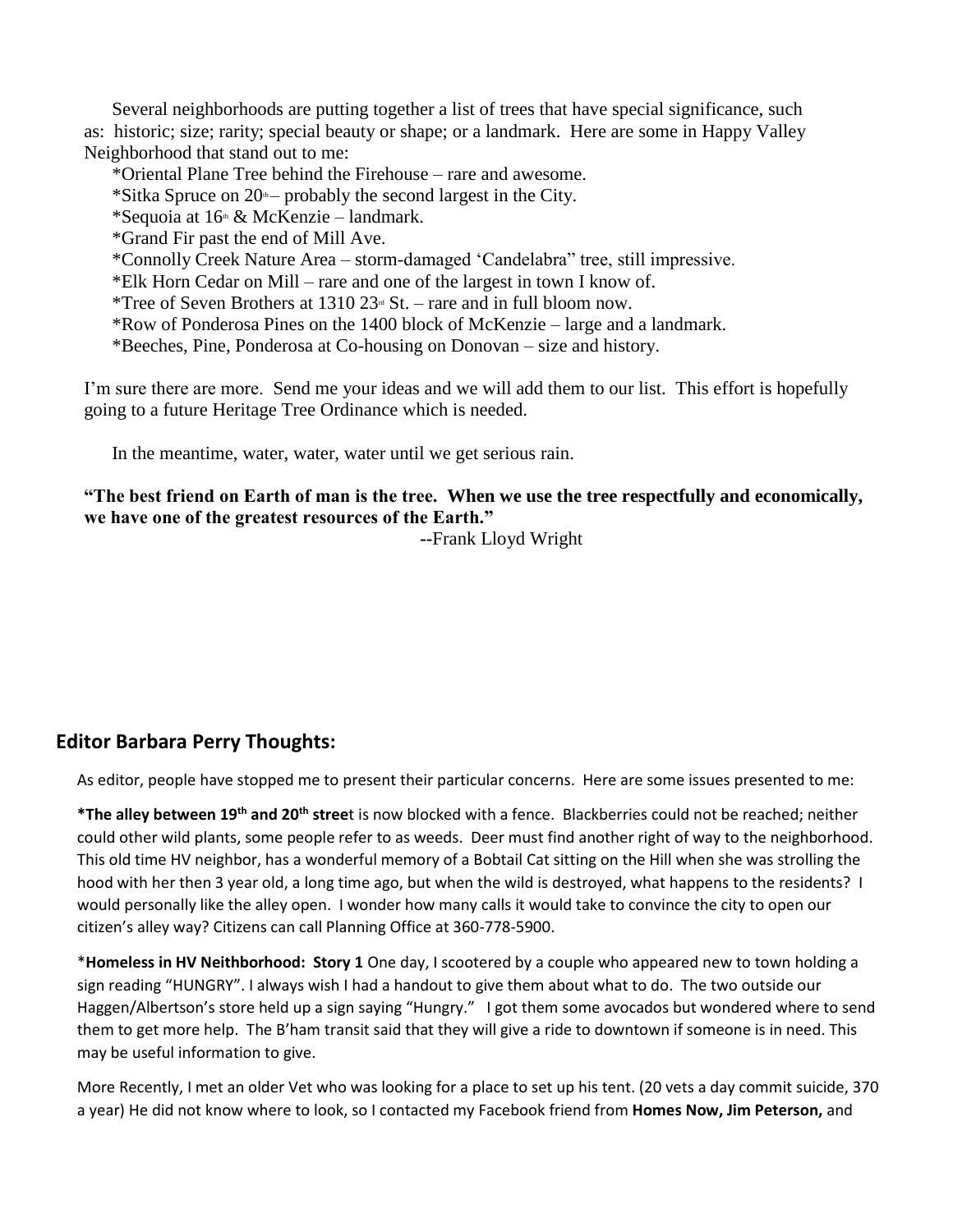Several neighborhoods are putting together a list of trees that have special significance, such as: historic; size; rarity; special beauty or shape; or a landmark. Here are some in Happy Valley Neighborhood that stand out to me:

*Oriental Plane Tree behind the Firehouse – rare and awesome.
*Sitka Spruce on 20th – probably the second largest in the City.
*Sequoia at 16th & McKenzie – landmark.
*Grand Fir past the end of Mill Ave.
*Connolly Creek Nature Area – storm-damaged 'Candelabra" tree, still impressive.
*Elk Horn Cedar on Mill – rare and one of the largest in town I know of.
*Tree of Seven Brothers at 1310 23rd St. – rare and in full bloom now.
*Row of Ponderosa Pines on the 1400 block of McKenzie – large and a landmark.
*Beeches, Pine, Ponderosa at Co-housing on Donovan – size and history.

I'm sure there are more. Send me your ideas and we will add them to our list. This effort is hopefully going to a future Heritage Tree Ordinance which is needed.

In the meantime, water, water, water until we get serious rain.

**"The best friend on Earth of man is the tree. When we use the tree respectfully and economically, we have one of the greatest resources of the Earth."**

--Frank Lloyd Wright

## Editor Barbara Perry Thoughts:

As editor, people have stopped me to present their particular concerns. Here are some issues presented to me:

**\*The alley between 19th and 20th stree**t is now blocked with a fence. Blackberries could not be reached; neither could other wild plants, some people refer to as weeds. Deer must find another right of way to the neighborhood. This old time HV neighbor, has a wonderful memory of a Bobtail Cat sitting on the Hill when she was strolling the hood with her then 3 year old, a long time ago, but when the wild is destroyed, what happens to the residents? I would personally like the alley open. I wonder how many calls it would take to convince the city to open our citizen's alley way? Citizens can call Planning Office at 360-778-5900.

*__Homeless in HV Neithborhood: Story 1__ One day, I scootered by a couple who appeared new to town holding a sign reading "HUNGRY". I always wish I had a handout to give them about what to do. The two outside our Haggen/Albertson's store held up a sign saying "Hungry." I got them some avocados but wondered where to send them to get more help. The B'ham transit said that they will give a ride to downtown if someone is in need. This may be useful information to give.

More Recently, I met an older Vet who was looking for a place to set up his tent. (20 vets a day commit suicide, 370 a year) He did not know where to look, so I contacted my Facebook friend from **Homes Now, Jim Peterson,** and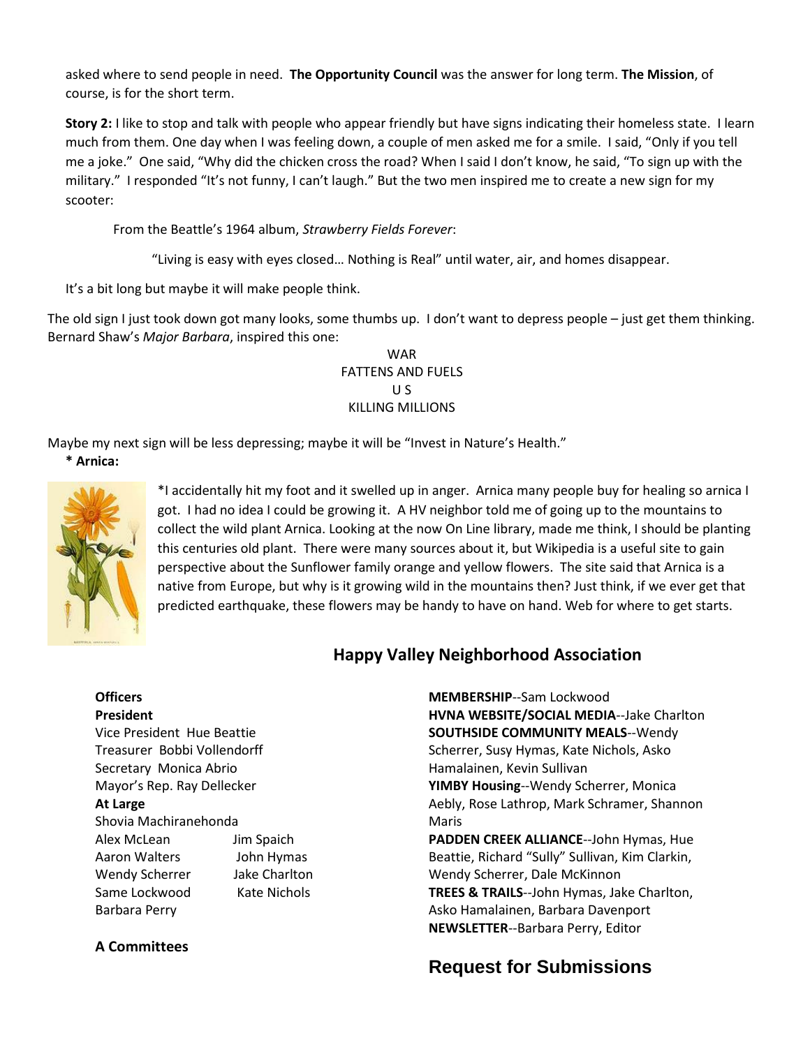asked where to send people in need. **The Opportunity Council** was the answer for long term. **The Mission**, of course, is for the short term.

**Story 2:** I like to stop and talk with people who appear friendly but have signs indicating their homeless state. I learn much from them. One day when I was feeling down, a couple of men asked me for a smile. I said, "Only if you tell me a joke." One said, "Why did the chicken cross the road? When I said I don't know, he said, "To sign up with the military." I responded "It's not funny, I can't laugh." But the two men inspired me to create a new sign for my scooter:

From the Beattle's 1964 album, *Strawberry Fields Forever*:

"Living is easy with eyes closed… Nothing is Real" until water, air, and homes disappear.

It's a bit long but maybe it will make people think.

The old sign I just took down got many looks, some thumbs up. I don't want to depress people – just get them thinking. Bernard Shaw's *Major Barbara*, inspired this one:

WAR
FATTENS AND FUELS
U S
KILLING MILLIONS

Maybe my next sign will be less depressing; maybe it will be "Invest in Nature's Health."

**\* Arnica:**

*I accidentally hit my foot and it swelled up in anger. Arnica many people buy for healing so arnica I got. I had no idea I could be growing it. A HV neighbor told me of going up to the mountains to collect the wild plant Arnica. Looking at the now On Line library, made me think, I should be planting this centuries old plant. There were many sources about it, but Wikipedia is a useful site to gain perspective about the Sunflower family orange and yellow flowers. The site said that Arnica is a native from Europe, but why is it growing wild in the mountains then? Just think, if we ever get that predicted earthquake, these flowers may be handy to have on hand. Web for where to get starts.

## Happy Valley Neighborhood Association

**Officers**
**President**
Vice President Hue Beattie
Treasurer Bobbi Vollendorff
Secretary Monica Abrio
Mayor's Rep. Ray Dellecker
**At Large**
Shovia Machiranehonda
Alex McLean
Aaron Walters
Wendy Scherrer
Same Lockwood
Barbara Perry
Jim Spaich
John Hymas
Jake Charlton
Kate Nichols

**A Committees**

**MEMBERSHIP**--Sam Lockwood
**HVNA WEBSITE/SOCIAL MEDIA**--Jake Charlton
**SOUTHSIDE COMMUNITY MEALS**--Wendy Scherrer, Susy Hymas, Kate Nichols, Asko Hamalainen, Kevin Sullivan
**YIMBY Housing**--Wendy Scherrer, Monica Aebly, Rose Lathrop, Mark Schramer, Shannon Maris
**PADDEN CREEK ALLIANCE**--John Hymas, Hue Beattie, Richard "Sully" Sullivan, Kim Clarkin, Wendy Scherrer, Dale McKinnon
**TREES & TRAILS**--John Hymas, Jake Charlton, Asko Hamalainen, Barbara Davenport
**NEWSLETTER**--Barbara Perry, Editor

## Request for Submissions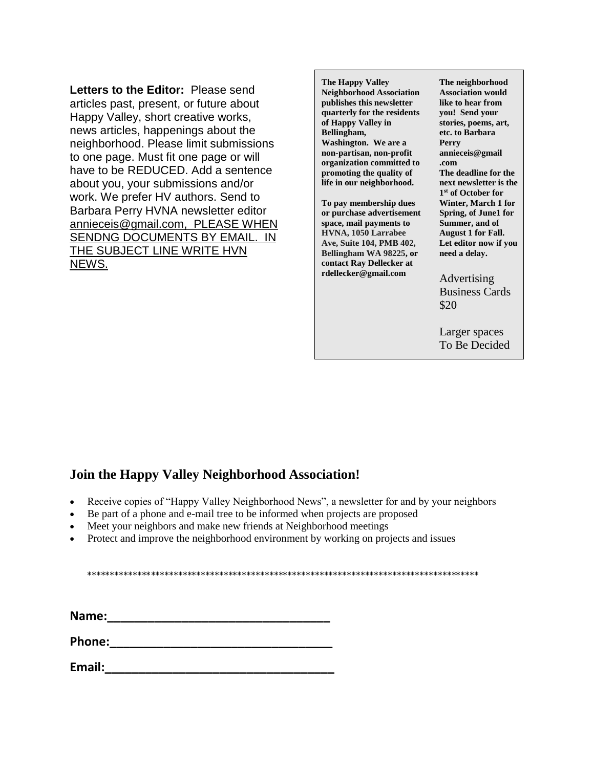**Letters to the Editor:** Please send articles past, present, or future about Happy Valley, short creative works, news articles, happenings about the neighborhood. Please limit submissions to one page. Must fit one page or will have to be REDUCED. Add a sentence about you, your submissions and/or work. We prefer HV authors. Send to Barbara Perry HVNA newsletter editor annieceis@gmail.com, PLEASE WHEN SENDNG DOCUMENTS BY EMAIL. IN THE SUBJECT LINE WRITE HVN NEWS.

**The Happy Valley Neighborhood Association publishes this newsletter quarterly for the residents of Happy Valley in Bellingham, Washington. We are a non-partisan, non-profit organization committed to promoting the quality of life in our neighborhood.**

**To pay membership dues or purchase advertisement space, mail payments to HVNA, 1050 Larrabee Ave, Suite 104, PMB 402, Bellingham WA 98225, or contact Ray Dellecker at rdellecker@gmail.com**

**The neighborhood Association would like to hear from you! Send your stories, poems, art, etc. to Barbara Perry annieceis@gmail.com**
**The deadline for the next newsletter is the 1st of October for Winter, March 1 for Spring, of June1 for Summer, and of August 1 for Fall. Let editor now if you need a delay.**

Advertising
Business Cards
$20

Larger spaces
To Be Decided

## Join the Happy Valley Neighborhood Association!

- Receive copies of "Happy Valley Neighborhood News", a newsletter for and by your neighbors
- Be part of a phone and e-mail tree to be informed when projects are proposed
- Meet your neighbors and make new friends at Neighborhood meetings
- Protect and improve the neighborhood environment by working on projects and issues

*************************************************************************************

**Name:**___________________________________

**Phone:**___________________________________

**Email:**___________________________________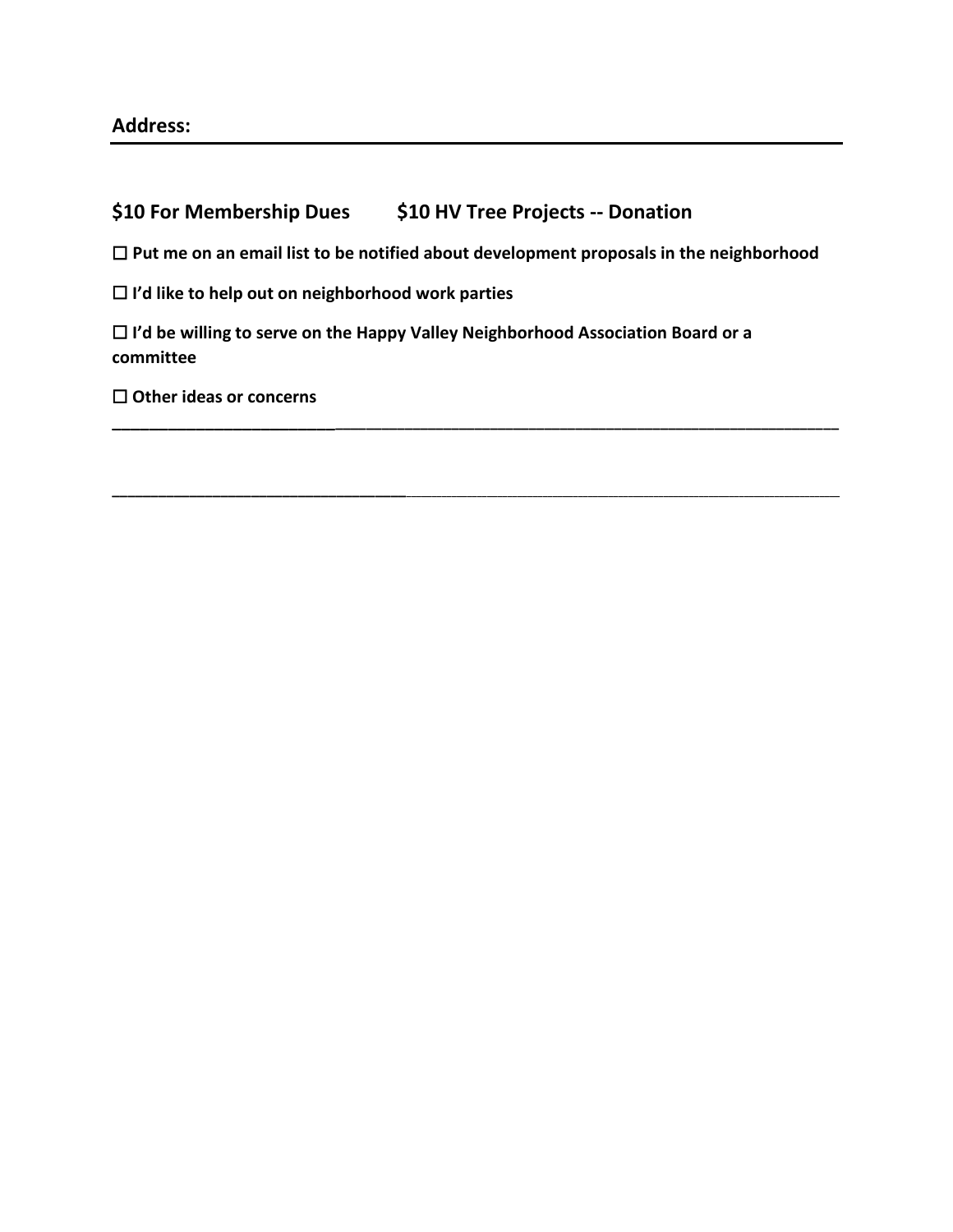**Address:** ______________________________________________

**$10 For Membership Dues $10 HV Tree Projects -- Donation**

**☐ Put me on an email list to be notified about development proposals in the neighborhood**

**☐ I'd like to help out on neighborhood work parties**

**☐ I'd be willing to serve on the Happy Valley Neighborhood Association Board or a committee**

**☐ Other ideas or concerns**

______________________________________________

______________________________________________